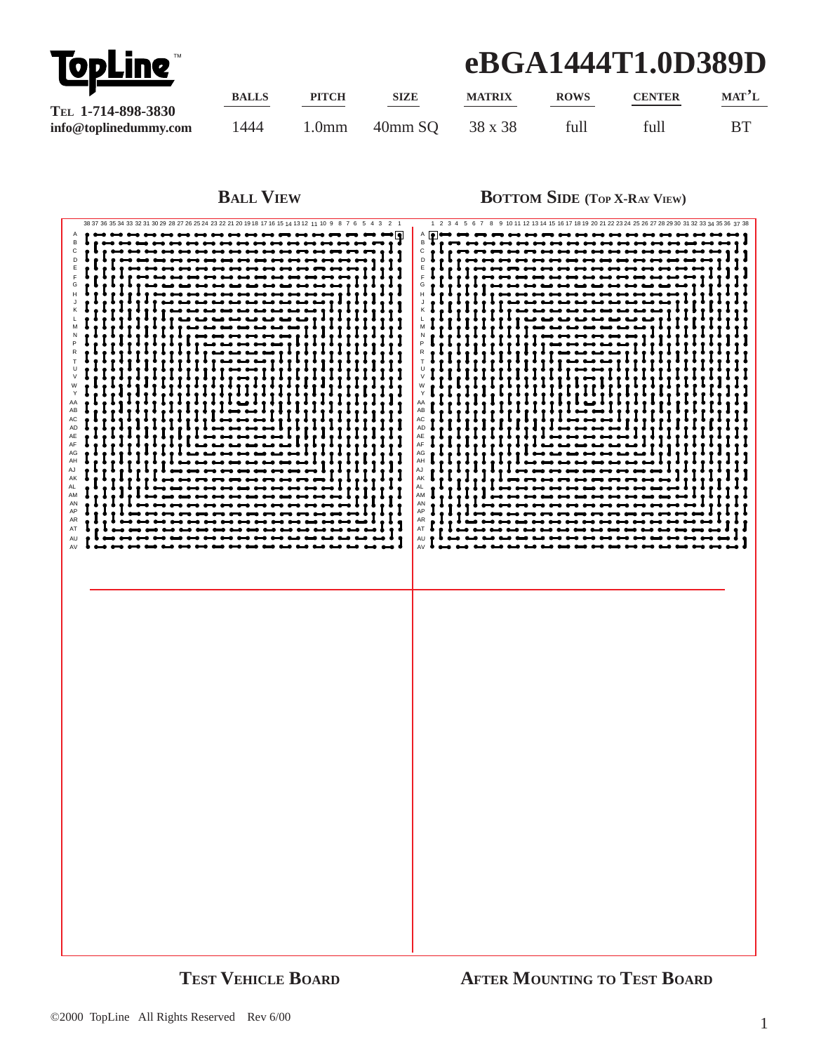# TopLine™

# eBGA1444T1.0D389D

TEL 1-714-898-3830
info@toplinedummy.com

| BALLS | PITCH | SIZE | MATRIX | ROWS | CENTER | MAT'L |
|---|---|---|---|---|---|---|
| 1444 | 1.0mm | 40mm SQ | 38 x 38 | full | full | BT |

## BALL VIEW

## BOTTOM SIDE (TOP X-RAY VIEW)

## TEST VEHICLE BOARD

## AFTER MOUNTING TO TEST BOARD

©2000 TopLine All Rights Reserved Rev 6/00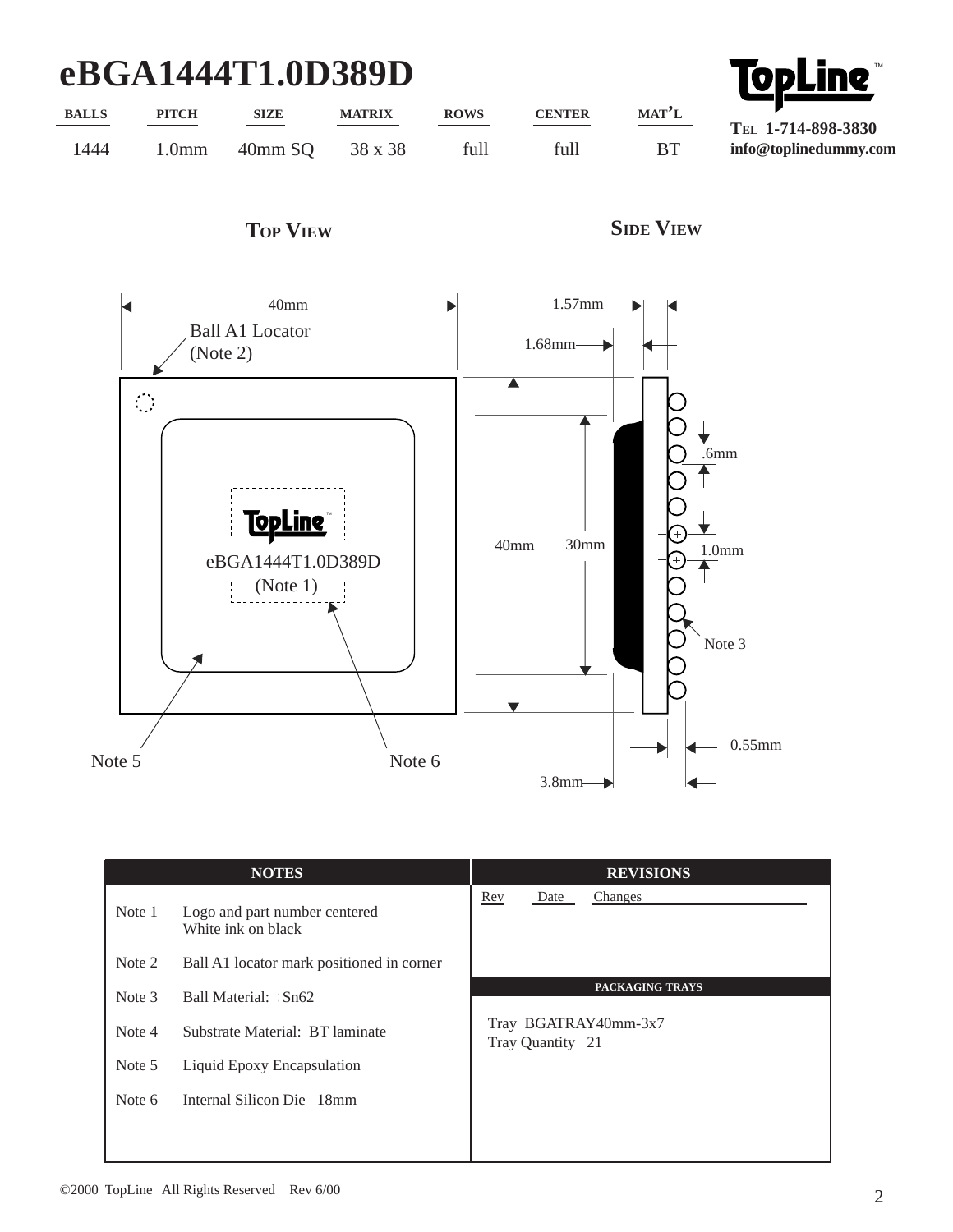# eBGA1444T1.0D389D

| BALLS | PITCH | SIZE | MATRIX | ROWS | CENTER | MAT'L |
|---|---|---|---|---|---|---|
| 1444 | 1.0mm | 40mm SQ | 38 x 38 | full | full | BT |

**TopLine**™

**TEL 1-714-898-3830**
**info@toplinedummy.com**

## TOP VIEW

40mm

Ball A1 Locator
(Note 2)

TopLine™
eBGA1444T1.0D389D
(Note 1)

Note 5

Note 6

## SIDE VIEW

1.57mm

1.68mm

40mm

30mm

.6mm

1.0mm

Note 3

0.55mm

3.8mm

| NOTES | |
|---|---|
| Note 1 | Logo and part number centered<br>White ink on black |
| Note 2 | Ball A1 locator mark positioned in corner |
| Note 3 | Ball Material: Sn62 |
| Note 4 | Substrate Material: BT laminate |
| Note 5 | Liquid Epoxy Encapsulation |
| Note 6 | Internal Silicon Die 18mm |

**REVISIONS**

| Rev | Date | Changes |
|---|---|---|

**PACKAGING TRAYS**

Tray BGATRAY40mm-3x7
Tray Quantity 21

©2000 TopLine All Rights Reserved Rev 6/00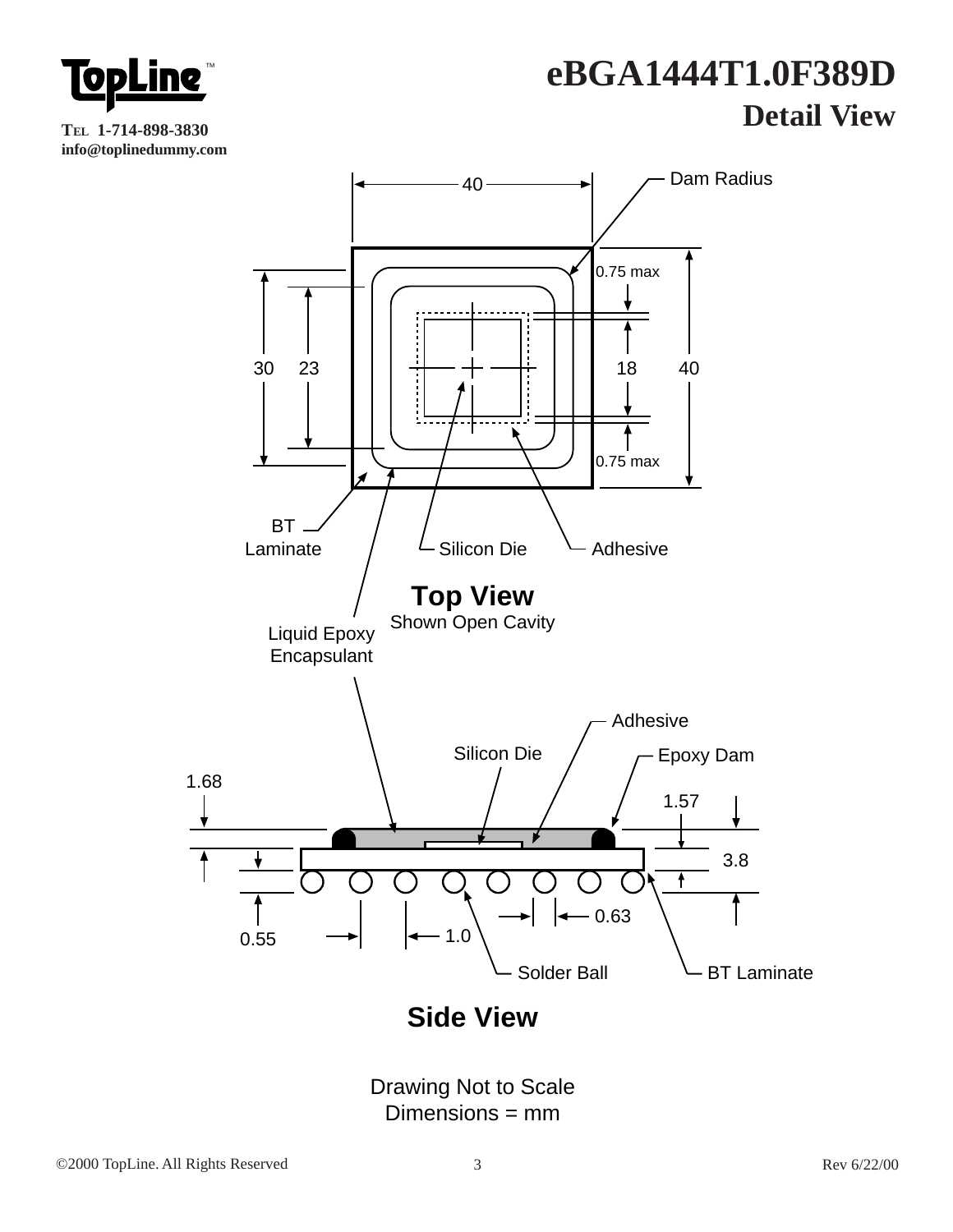TopLine™

TEL 1-714-898-3830
info@toplinedummy.com

# eBGA1444T1.0F389D

## Detail View

40

Dam Radius

0.75 max

30

23

18

40

0.75 max

BT Laminate

Silicon Die

Adhesive

**Top View**

Shown Open Cavity

Liquid Epoxy Encapsulant

Adhesive

Silicon Die

Epoxy Dam

1.68

1.57

3.8

0.63

0.55

1.0

Solder Ball

BT Laminate

**Side View**

Drawing Not to Scale
Dimensions = mm

©2000 TopLine. All Rights Reserved

Rev 6/22/00